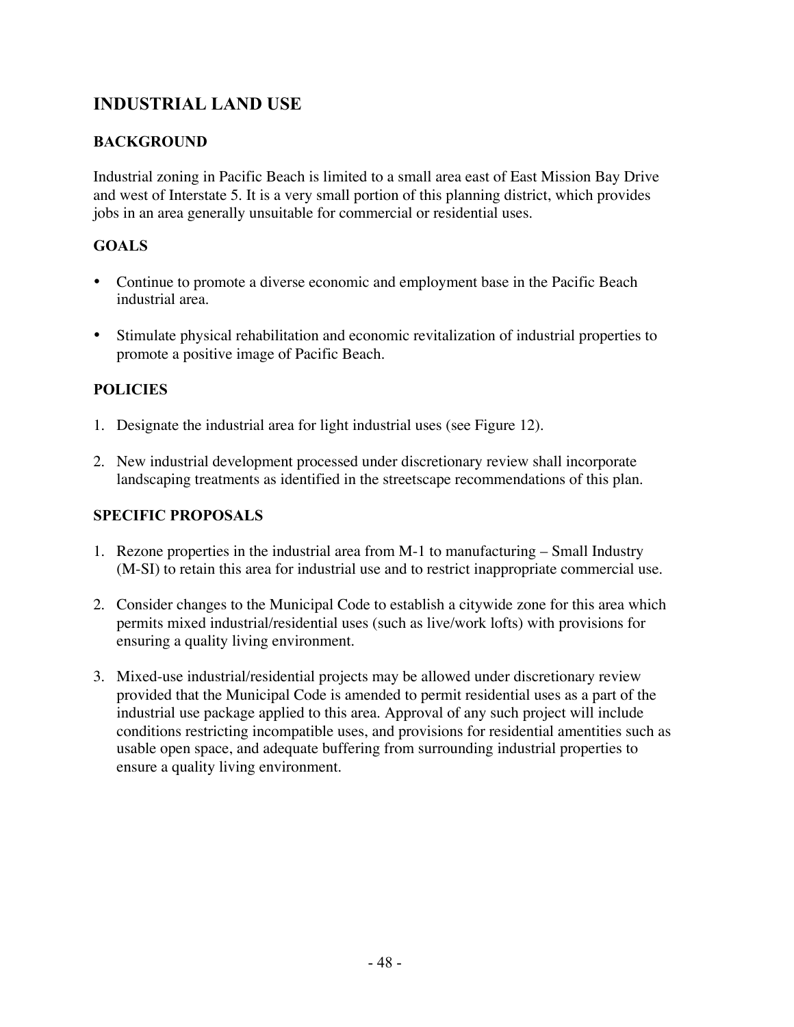# INDUSTRIAL LAND USE

## BACKGROUND

Industrial zoning in Pacific Beach is limited to a small area east of East Mission Bay Drive and west of Interstate 5. It is a very small portion of this planning district, which provides jobs in an area generally unsuitable for commercial or residential uses.

## GOALS

- Continue to promote a diverse economic and employment base in the Pacific Beach industrial area.
- Stimulate physical rehabilitation and economic revitalization of industrial properties to promote a positive image of Pacific Beach.

## POLICIES

1. Designate the industrial area for light industrial uses (see Figure 12).
2. New industrial development processed under discretionary review shall incorporate landscaping treatments as identified in the streetscape recommendations of this plan.

## SPECIFIC PROPOSALS

1. Rezone properties in the industrial area from M-1 to manufacturing – Small Industry (M-SI) to retain this area for industrial use and to restrict inappropriate commercial use.
2. Consider changes to the Municipal Code to establish a citywide zone for this area which permits mixed industrial/residential uses (such as live/work lofts) with provisions for ensuring a quality living environment.
3. Mixed-use industrial/residential projects may be allowed under discretionary review provided that the Municipal Code is amended to permit residential uses as a part of the industrial use package applied to this area. Approval of any such project will include conditions restricting incompatible uses, and provisions for residential amentities such as usable open space, and adequate buffering from surrounding industrial properties to ensure a quality living environment.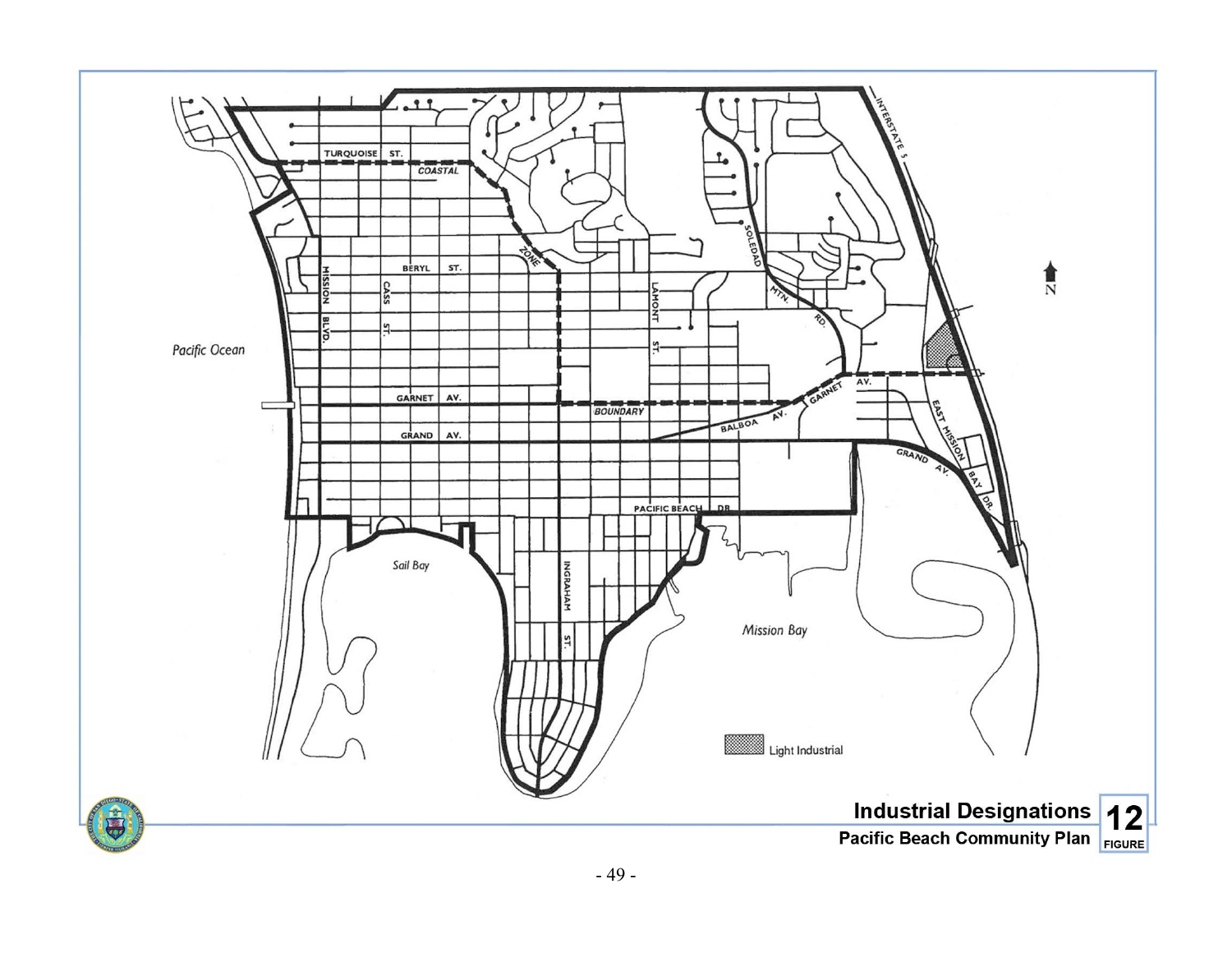**Industrial Designations**

**Pacific Beach Community Plan**

**12**
**FIGURE**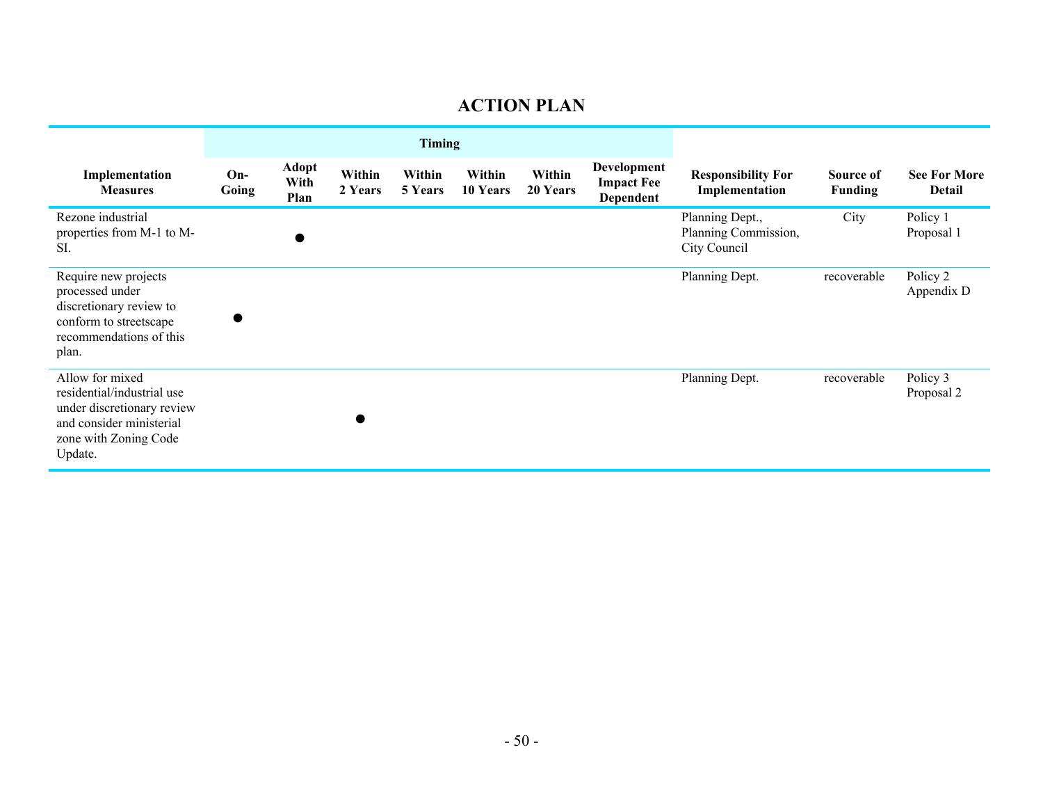# ACTION PLAN

| Implementation Measures | Timing | | | | | | | Responsibility For Implementation | Source of Funding | See For More Detail |
|---|---|---|---|---|---|---|---|---|---|---|
| | On-Going | Adopt With Plan | Within 2 Years | Within 5 Years | Within 10 Years | Within 20 Years | Development Impact Fee Dependent | | | |
| Rezone industrial properties from M-1 to M-SI. | | ● | | | | | | Planning Dept., Planning Commission, City Council | City | Policy 1 Proposal 1 |
| Require new projects processed under discretionary review to conform to streetscape recommendations of this plan. | ● | | | | | | | Planning Dept. | recoverable | Policy 2 Appendix D |
| Allow for mixed residential/industrial use under discretionary review and consider ministerial zone with Zoning Code Update. | | | ● | | | | | Planning Dept. | recoverable | Policy 3 Proposal 2 |